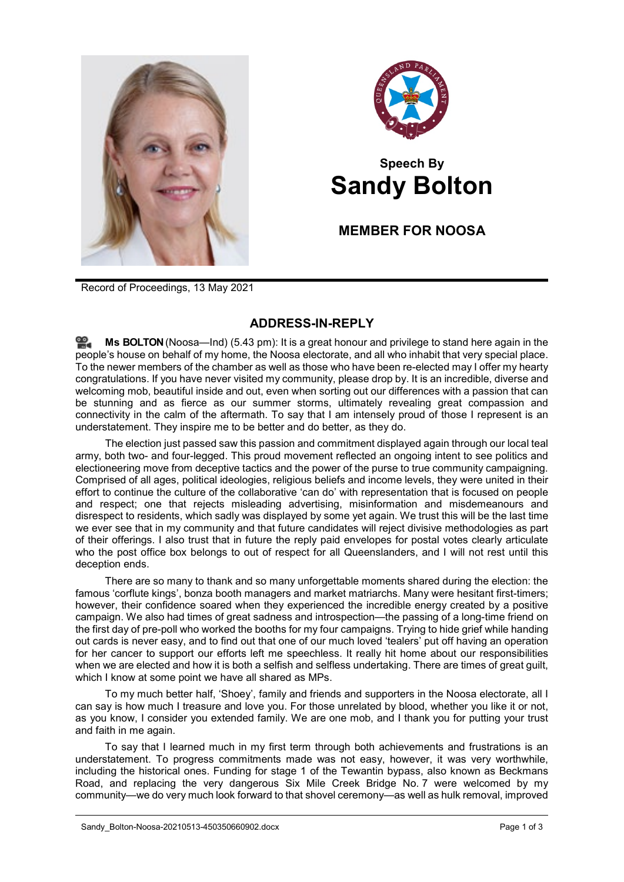## Speech By
# Sandy Bolton

### MEMBER FOR NOOSA

Record of Proceedings, 13 May 2021

## ADDRESS-IN-REPLY

**Ms BOLTON** (Noosa—Ind) (5.43 pm): It is a great honour and privilege to stand here again in the people's house on behalf of my home, the Noosa electorate, and all who inhabit that very special place. To the newer members of the chamber as well as those who have been re-elected may I offer my hearty congratulations. If you have never visited my community, please drop by. It is an incredible, diverse and welcoming mob, beautiful inside and out, even when sorting out our differences with a passion that can be stunning and as fierce as our summer storms, ultimately revealing great compassion and connectivity in the calm of the aftermath. To say that I am intensely proud of those I represent is an understatement. They inspire me to be better and do better, as they do.

The election just passed saw this passion and commitment displayed again through our local teal army, both two- and four-legged. This proud movement reflected an ongoing intent to see politics and electioneering move from deceptive tactics and the power of the purse to true community campaigning. Comprised of all ages, political ideologies, religious beliefs and income levels, they were united in their effort to continue the culture of the collaborative 'can do' with representation that is focused on people and respect; one that rejects misleading advertising, misinformation and misdemeanours and disrespect to residents, which sadly was displayed by some yet again. We trust this will be the last time we ever see that in my community and that future candidates will reject divisive methodologies as part of their offerings. I also trust that in future the reply paid envelopes for postal votes clearly articulate who the post office box belongs to out of respect for all Queenslanders, and I will not rest until this deception ends.

There are so many to thank and so many unforgettable moments shared during the election: the famous 'corflute kings', bonza booth managers and market matriarchs. Many were hesitant first-timers; however, their confidence soared when they experienced the incredible energy created by a positive campaign. We also had times of great sadness and introspection—the passing of a long-time friend on the first day of pre-poll who worked the booths for my four campaigns. Trying to hide grief while handing out cards is never easy, and to find out that one of our much loved 'tealers' put off having an operation for her cancer to support our efforts left me speechless. It really hit home about our responsibilities when we are elected and how it is both a selfish and selfless undertaking. There are times of great guilt, which I know at some point we have all shared as MPs.

To my much better half, 'Shoey', family and friends and supporters in the Noosa electorate, all I can say is how much I treasure and love you. For those unrelated by blood, whether you like it or not, as you know, I consider you extended family. We are one mob, and I thank you for putting your trust and faith in me again.

To say that I learned much in my first term through both achievements and frustrations is an understatement. To progress commitments made was not easy, however, it was very worthwhile, including the historical ones. Funding for stage 1 of the Tewantin bypass, also known as Beckmans Road, and replacing the very dangerous Six Mile Creek Bridge No. 7 were welcomed by my community—we do very much look forward to that shovel ceremony—as well as hulk removal, improved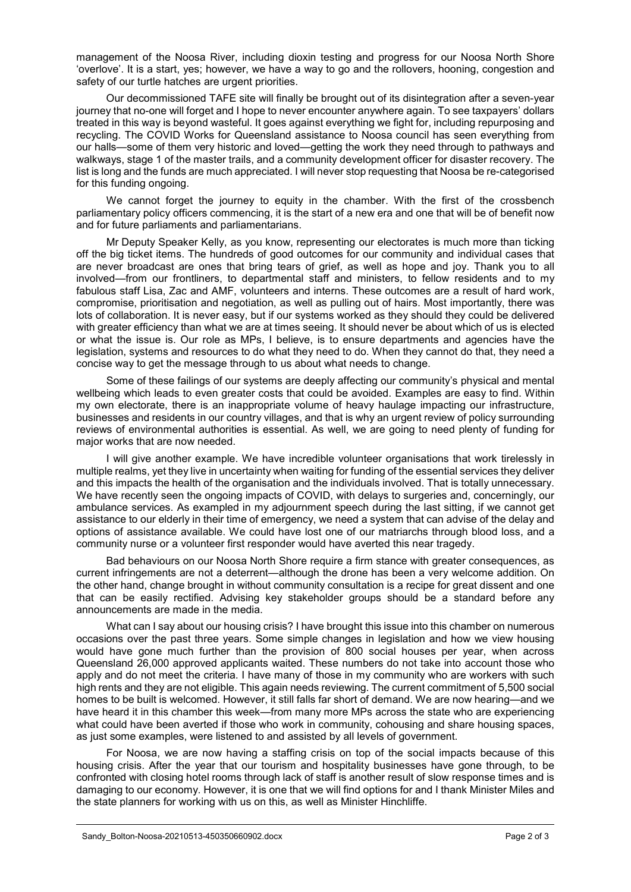management of the Noosa River, including dioxin testing and progress for our Noosa North Shore 'overlove'. It is a start, yes; however, we have a way to go and the rollovers, hooning, congestion and safety of our turtle hatches are urgent priorities.

Our decommissioned TAFE site will finally be brought out of its disintegration after a seven-year journey that no-one will forget and I hope to never encounter anywhere again. To see taxpayers' dollars treated in this way is beyond wasteful. It goes against everything we fight for, including repurposing and recycling. The COVID Works for Queensland assistance to Noosa council has seen everything from our halls—some of them very historic and loved—getting the work they need through to pathways and walkways, stage 1 of the master trails, and a community development officer for disaster recovery. The list is long and the funds are much appreciated. I will never stop requesting that Noosa be re-categorised for this funding ongoing.

We cannot forget the journey to equity in the chamber. With the first of the crossbench parliamentary policy officers commencing, it is the start of a new era and one that will be of benefit now and for future parliaments and parliamentarians.

Mr Deputy Speaker Kelly, as you know, representing our electorates is much more than ticking off the big ticket items. The hundreds of good outcomes for our community and individual cases that are never broadcast are ones that bring tears of grief, as well as hope and joy. Thank you to all involved—from our frontliners, to departmental staff and ministers, to fellow residents and to my fabulous staff Lisa, Zac and AMF, volunteers and interns. These outcomes are a result of hard work, compromise, prioritisation and negotiation, as well as pulling out of hairs. Most importantly, there was lots of collaboration. It is never easy, but if our systems worked as they should they could be delivered with greater efficiency than what we are at times seeing. It should never be about which of us is elected or what the issue is. Our role as MPs, I believe, is to ensure departments and agencies have the legislation, systems and resources to do what they need to do. When they cannot do that, they need a concise way to get the message through to us about what needs to change.

Some of these failings of our systems are deeply affecting our community's physical and mental wellbeing which leads to even greater costs that could be avoided. Examples are easy to find. Within my own electorate, there is an inappropriate volume of heavy haulage impacting our infrastructure, businesses and residents in our country villages, and that is why an urgent review of policy surrounding reviews of environmental authorities is essential. As well, we are going to need plenty of funding for major works that are now needed.

I will give another example. We have incredible volunteer organisations that work tirelessly in multiple realms, yet they live in uncertainty when waiting for funding of the essential services they deliver and this impacts the health of the organisation and the individuals involved. That is totally unnecessary. We have recently seen the ongoing impacts of COVID, with delays to surgeries and, concerningly, our ambulance services. As exampled in my adjournment speech during the last sitting, if we cannot get assistance to our elderly in their time of emergency, we need a system that can advise of the delay and options of assistance available. We could have lost one of our matriarchs through blood loss, and a community nurse or a volunteer first responder would have averted this near tragedy.

Bad behaviours on our Noosa North Shore require a firm stance with greater consequences, as current infringements are not a deterrent—although the drone has been a very welcome addition. On the other hand, change brought in without community consultation is a recipe for great dissent and one that can be easily rectified. Advising key stakeholder groups should be a standard before any announcements are made in the media.

What can I say about our housing crisis? I have brought this issue into this chamber on numerous occasions over the past three years. Some simple changes in legislation and how we view housing would have gone much further than the provision of 800 social houses per year, when across Queensland 26,000 approved applicants waited. These numbers do not take into account those who apply and do not meet the criteria. I have many of those in my community who are workers with such high rents and they are not eligible. This again needs reviewing. The current commitment of 5,500 social homes to be built is welcomed. However, it still falls far short of demand. We are now hearing—and we have heard it in this chamber this week—from many more MPs across the state who are experiencing what could have been averted if those who work in community, cohousing and share housing spaces, as just some examples, were listened to and assisted by all levels of government.

For Noosa, we are now having a staffing crisis on top of the social impacts because of this housing crisis. After the year that our tourism and hospitality businesses have gone through, to be confronted with closing hotel rooms through lack of staff is another result of slow response times and is damaging to our economy. However, it is one that we will find options for and I thank Minister Miles and the state planners for working with us on this, as well as Minister Hinchliffe.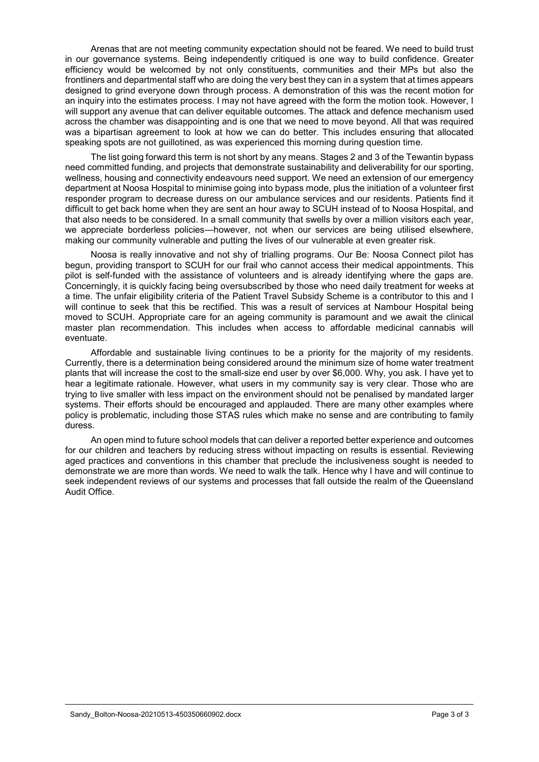Arenas that are not meeting community expectation should not be feared. We need to build trust in our governance systems. Being independently critiqued is one way to build confidence. Greater efficiency would be welcomed by not only constituents, communities and their MPs but also the frontliners and departmental staff who are doing the very best they can in a system that at times appears designed to grind everyone down through process. A demonstration of this was the recent motion for an inquiry into the estimates process. I may not have agreed with the form the motion took. However, I will support any avenue that can deliver equitable outcomes. The attack and defence mechanism used across the chamber was disappointing and is one that we need to move beyond. All that was required was a bipartisan agreement to look at how we can do better. This includes ensuring that allocated speaking spots are not guillotined, as was experienced this morning during question time.

The list going forward this term is not short by any means. Stages 2 and 3 of the Tewantin bypass need committed funding, and projects that demonstrate sustainability and deliverability for our sporting, wellness, housing and connectivity endeavours need support. We need an extension of our emergency department at Noosa Hospital to minimise going into bypass mode, plus the initiation of a volunteer first responder program to decrease duress on our ambulance services and our residents. Patients find it difficult to get back home when they are sent an hour away to SCUH instead of to Noosa Hospital, and that also needs to be considered. In a small community that swells by over a million visitors each year, we appreciate borderless policies—however, not when our services are being utilised elsewhere, making our community vulnerable and putting the lives of our vulnerable at even greater risk.

Noosa is really innovative and not shy of trialling programs. Our Be: Noosa Connect pilot has begun, providing transport to SCUH for our frail who cannot access their medical appointments. This pilot is self-funded with the assistance of volunteers and is already identifying where the gaps are. Concerningly, it is quickly facing being oversubscribed by those who need daily treatment for weeks at a time. The unfair eligibility criteria of the Patient Travel Subsidy Scheme is a contributor to this and I will continue to seek that this be rectified. This was a result of services at Nambour Hospital being moved to SCUH. Appropriate care for an ageing community is paramount and we await the clinical master plan recommendation. This includes when access to affordable medicinal cannabis will eventuate.

Affordable and sustainable living continues to be a priority for the majority of my residents. Currently, there is a determination being considered around the minimum size of home water treatment plants that will increase the cost to the small-size end user by over $6,000. Why, you ask. I have yet to hear a legitimate rationale. However, what users in my community say is very clear. Those who are trying to live smaller with less impact on the environment should not be penalised by mandated larger systems. Their efforts should be encouraged and applauded. There are many other examples where policy is problematic, including those STAS rules which make no sense and are contributing to family duress.

An open mind to future school models that can deliver a reported better experience and outcomes for our children and teachers by reducing stress without impacting on results is essential. Reviewing aged practices and conventions in this chamber that preclude the inclusiveness sought is needed to demonstrate we are more than words. We need to walk the talk. Hence why I have and will continue to seek independent reviews of our systems and processes that fall outside the realm of the Queensland Audit Office.